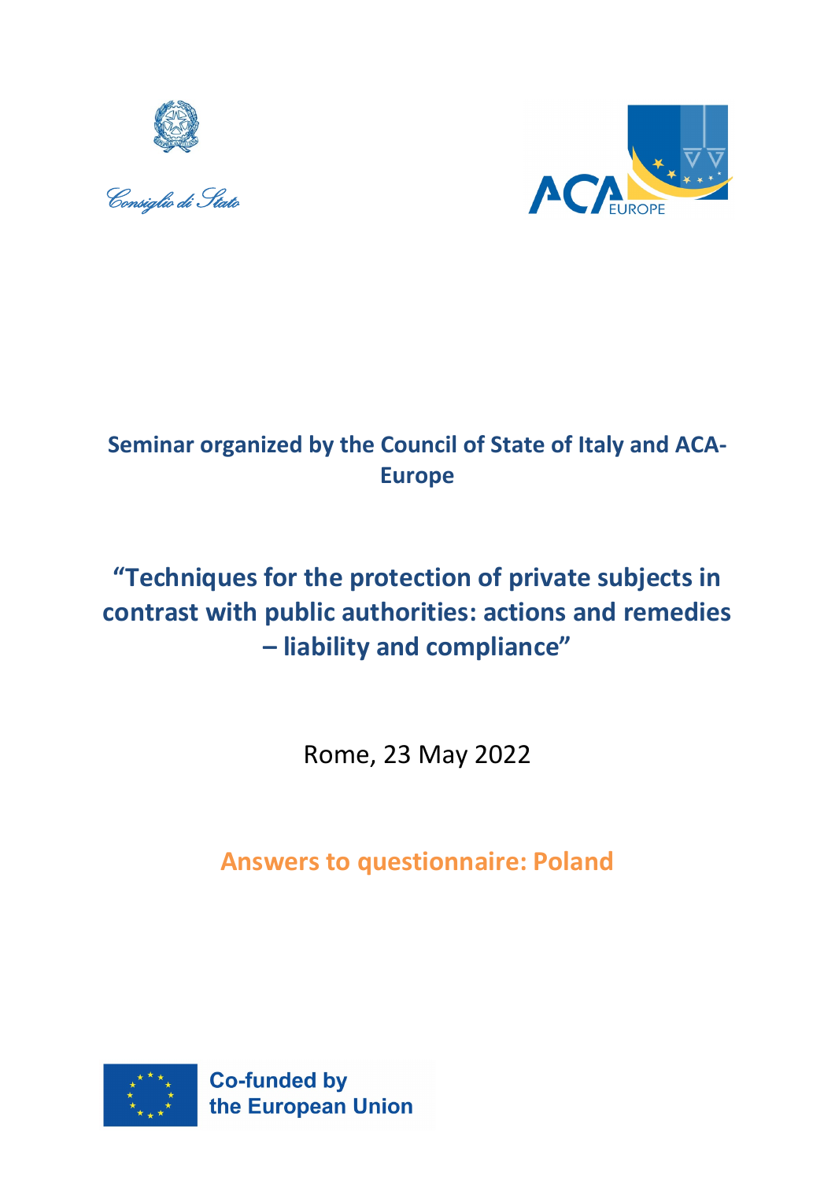Consiglio di Stato

ACA EUROPE

## Seminar organized by the Council of State of Italy and ACA-Europe

# "Techniques for the protection of private subjects in contrast with public authorities: actions and remedies – liability and compliance"

Rome, 23 May 2022

## Answers to questionnaire: Poland

Co-funded by the European Union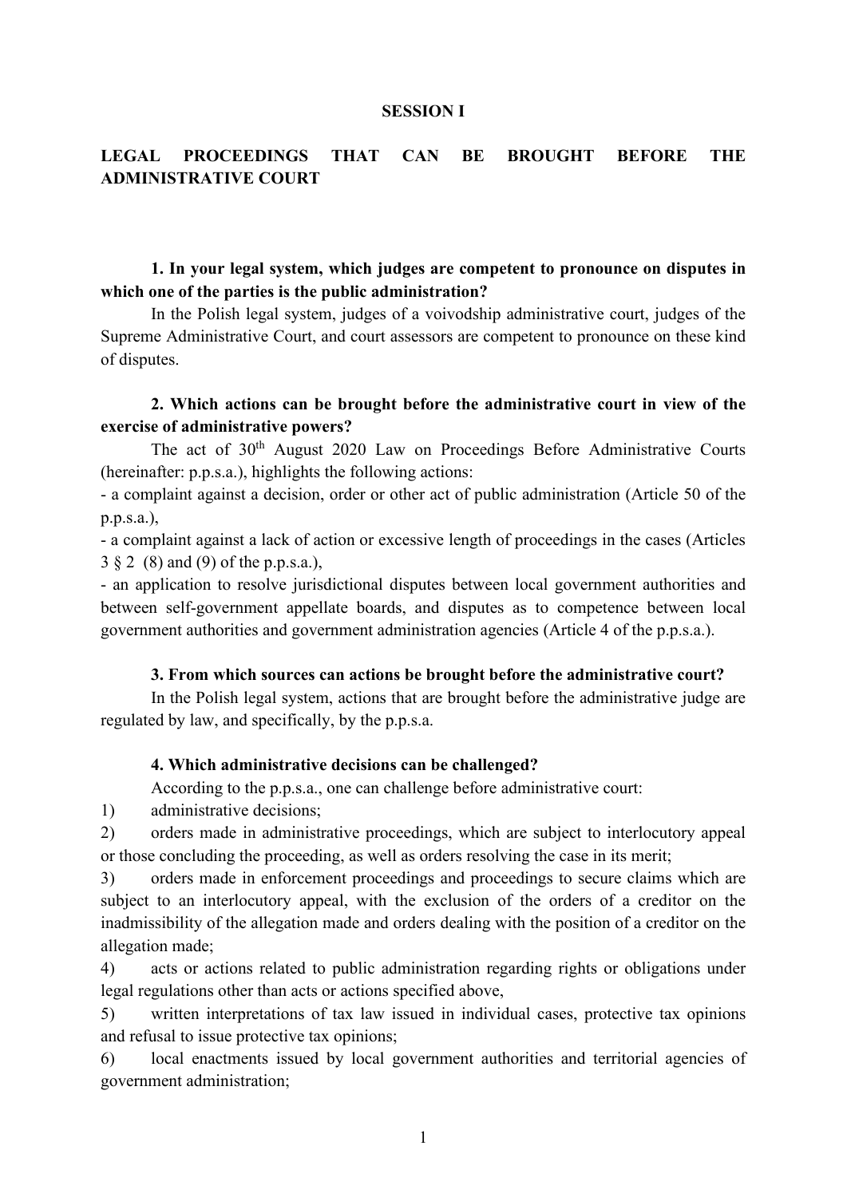**SESSION I**

**LEGAL PROCEEDINGS THAT CAN BE BROUGHT BEFORE THE ADMINISTRATIVE COURT**

**1. In your legal system, which judges are competent to pronounce on disputes in which one of the parties is the public administration?**

In the Polish legal system, judges of a voivodship administrative court, judges of the Supreme Administrative Court, and court assessors are competent to pronounce on these kind of disputes.

**2. Which actions can be brought before the administrative court in view of the exercise of administrative powers?**

The act of 30th August 2020 Law on Proceedings Before Administrative Courts (hereinafter: p.p.s.a.), highlights the following actions:

- a complaint against a decision, order or other act of public administration (Article 50 of the p.p.s.a.),
- a complaint against a lack of action or excessive length of proceedings in the cases (Articles 3 § 2 (8) and (9) of the p.p.s.a.),
- an application to resolve jurisdictional disputes between local government authorities and between self-government appellate boards, and disputes as to competence between local government authorities and government administration agencies (Article 4 of the p.p.s.a.).

**3. From which sources can actions be brought before the administrative court?**

In the Polish legal system, actions that are brought before the administrative judge are regulated by law, and specifically, by the p.p.s.a.

**4. Which administrative decisions can be challenged?**

According to the p.p.s.a., one can challenge before administrative court:

1) administrative decisions;
2) orders made in administrative proceedings, which are subject to interlocutory appeal or those concluding the proceeding, as well as orders resolving the case in its merit;
3) orders made in enforcement proceedings and proceedings to secure claims which are subject to an interlocutory appeal, with the exclusion of the orders of a creditor on the inadmissibility of the allegation made and orders dealing with the position of a creditor on the allegation made;
4) acts or actions related to public administration regarding rights or obligations under legal regulations other than acts or actions specified above,
5) written interpretations of tax law issued in individual cases, protective tax opinions and refusal to issue protective tax opinions;
6) local enactments issued by local government authorities and territorial agencies of government administration;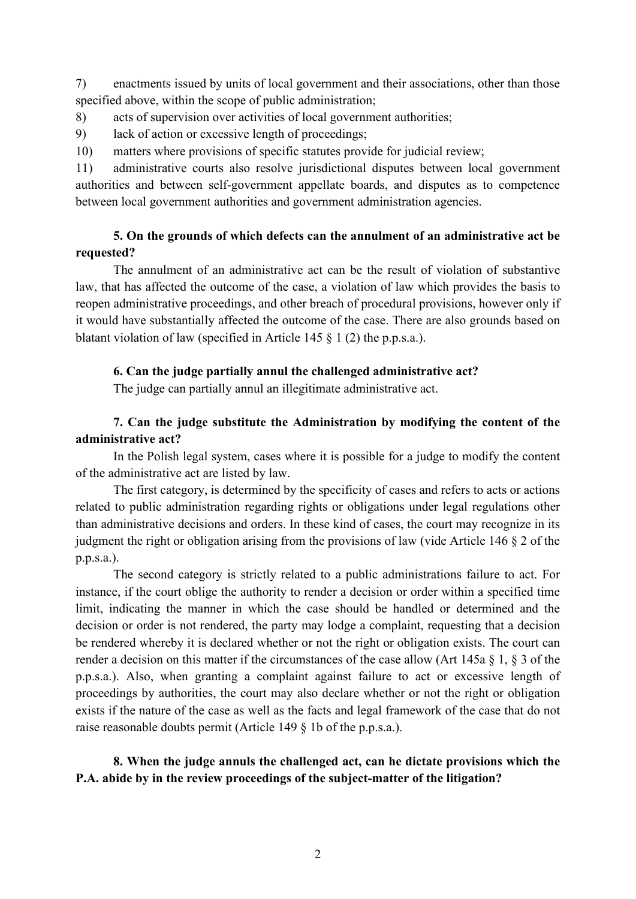7) enactments issued by units of local government and their associations, other than those specified above, within the scope of public administration;

8) acts of supervision over activities of local government authorities;

9) lack of action or excessive length of proceedings;

10) matters where provisions of specific statutes provide for judicial review;

11) administrative courts also resolve jurisdictional disputes between local government authorities and between self-government appellate boards, and disputes as to competence between local government authorities and government administration agencies.

**5. On the grounds of which defects can the annulment of an administrative act be requested?**

The annulment of an administrative act can be the result of violation of substantive law, that has affected the outcome of the case, a violation of law which provides the basis to reopen administrative proceedings, and other breach of procedural provisions, however only if it would have substantially affected the outcome of the case. There are also grounds based on blatant violation of law (specified in Article 145 § 1 (2) the p.p.s.a.).

**6. Can the judge partially annul the challenged administrative act?**

The judge can partially annul an illegitimate administrative act.

**7. Can the judge substitute the Administration by modifying the content of the administrative act?**

In the Polish legal system, cases where it is possible for a judge to modify the content of the administrative act are listed by law.

The first category, is determined by the specificity of cases and refers to acts or actions related to public administration regarding rights or obligations under legal regulations other than administrative decisions and orders. In these kind of cases, the court may recognize in its judgment the right or obligation arising from the provisions of law (vide Article 146 § 2 of the p.p.s.a.).

The second category is strictly related to a public administrations failure to act. For instance, if the court oblige the authority to render a decision or order within a specified time limit, indicating the manner in which the case should be handled or determined and the decision or order is not rendered, the party may lodge a complaint, requesting that a decision be rendered whereby it is declared whether or not the right or obligation exists. The court can render a decision on this matter if the circumstances of the case allow (Art 145a § 1, § 3 of the p.p.s.a.). Also, when granting a complaint against failure to act or excessive length of proceedings by authorities, the court may also declare whether or not the right or obligation exists if the nature of the case as well as the facts and legal framework of the case that do not raise reasonable doubts permit (Article 149 § 1b of the p.p.s.a.).

**8. When the judge annuls the challenged act, can he dictate provisions which the P.A. abide by in the review proceedings of the subject-matter of the litigation?**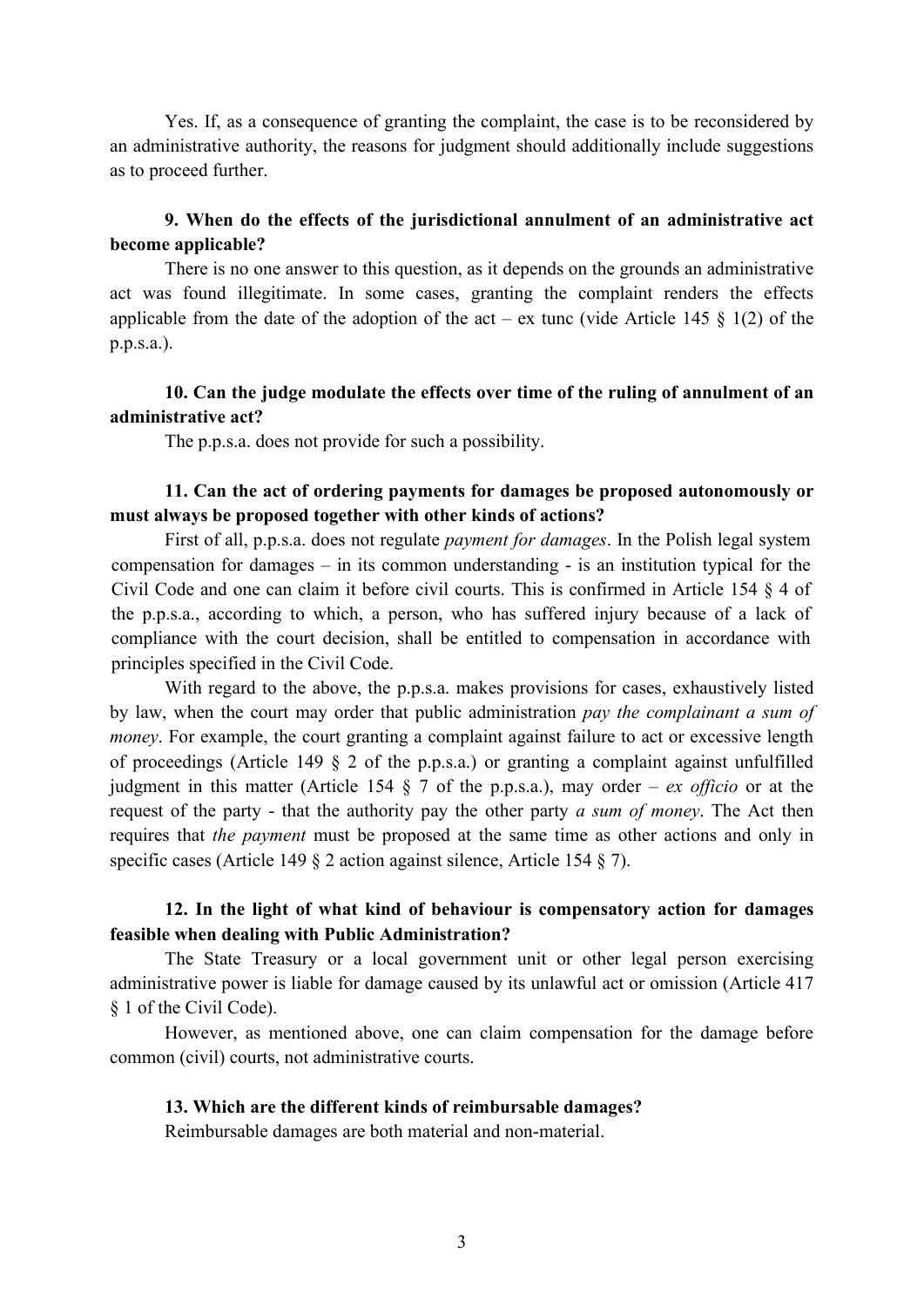Yes. If, as a consequence of granting the complaint, the case is to be reconsidered by an administrative authority, the reasons for judgment should additionally include suggestions as to proceed further.

**9. When do the effects of the jurisdictional annulment of an administrative act become applicable?**

There is no one answer to this question, as it depends on the grounds an administrative act was found illegitimate. In some cases, granting the complaint renders the effects applicable from the date of the adoption of the act – ex tunc (vide Article 145 § 1(2) of the p.p.s.a.).

**10. Can the judge modulate the effects over time of the ruling of annulment of an administrative act?**

The p.p.s.a. does not provide for such a possibility.

**11. Can the act of ordering payments for damages be proposed autonomously or must always be proposed together with other kinds of actions?**

First of all, p.p.s.a. does not regulate *payment for damages*. In the Polish legal system compensation for damages – in its common understanding - is an institution typical for the Civil Code and one can claim it before civil courts. This is confirmed in Article 154 § 4 of the p.p.s.a., according to which, a person, who has suffered injury because of a lack of compliance with the court decision, shall be entitled to compensation in accordance with principles specified in the Civil Code.

With regard to the above, the p.p.s.a. makes provisions for cases, exhaustively listed by law, when the court may order that public administration *pay the complainant a sum of money*. For example, the court granting a complaint against failure to act or excessive length of proceedings (Article 149 § 2 of the p.p.s.a.) or granting a complaint against unfulfilled judgment in this matter (Article 154 § 7 of the p.p.s.a.), may order – *ex officio* or at the request of the party - that the authority pay the other party *a sum of money*. The Act then requires that *the payment* must be proposed at the same time as other actions and only in specific cases (Article 149 § 2 action against silence, Article 154 § 7).

**12. In the light of what kind of behaviour is compensatory action for damages feasible when dealing with Public Administration?**

The State Treasury or a local government unit or other legal person exercising administrative power is liable for damage caused by its unlawful act or omission (Article 417 § 1 of the Civil Code).

However, as mentioned above, one can claim compensation for the damage before common (civil) courts, not administrative courts.

**13. Which are the different kinds of reimbursable damages?**

Reimbursable damages are both material and non-material.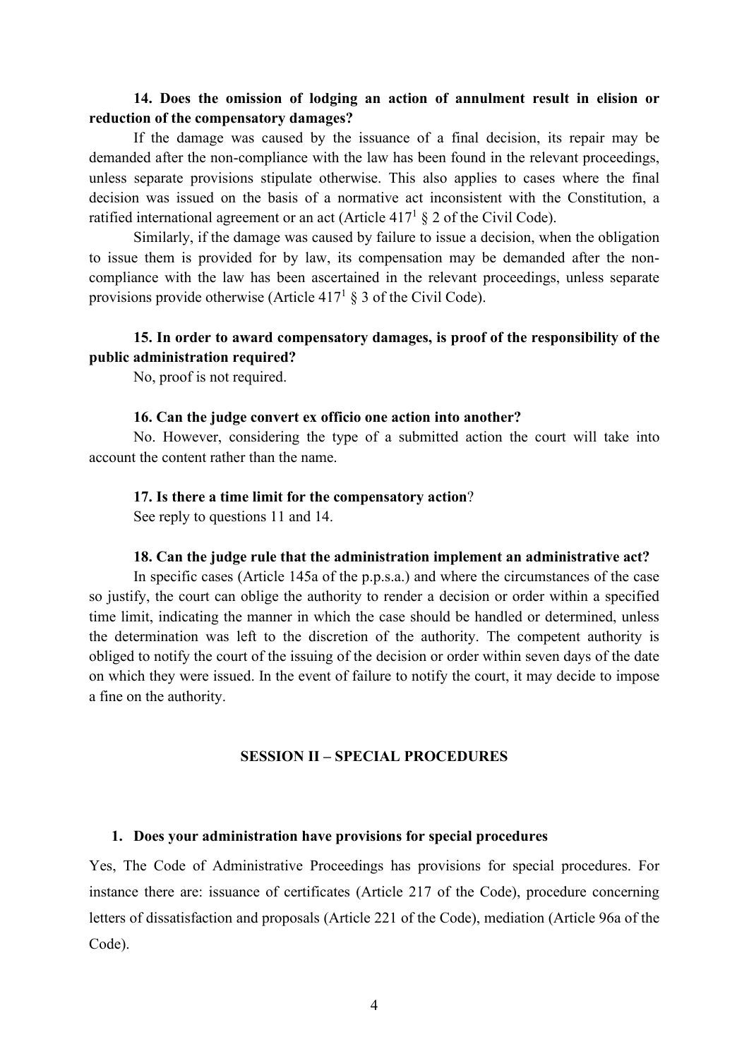**14. Does the omission of lodging an action of annulment result in elision or reduction of the compensatory damages?**

If the damage was caused by the issuance of a final decision, its repair may be demanded after the non-compliance with the law has been found in the relevant proceedings, unless separate provisions stipulate otherwise. This also applies to cases where the final decision was issued on the basis of a normative act inconsistent with the Constitution, a ratified international agreement or an act (Article 417[1] § 2 of the Civil Code).

Similarly, if the damage was caused by failure to issue a decision, when the obligation to issue them is provided for by law, its compensation may be demanded after the non-compliance with the law has been ascertained in the relevant proceedings, unless separate provisions provide otherwise (Article 417[1] § 3 of the Civil Code).

**15. In order to award compensatory damages, is proof of the responsibility of the public administration required?**

No, proof is not required.

**16. Can the judge convert ex officio one action into another?**

No. However, considering the type of a submitted action the court will take into account the content rather than the name.

**17. Is there a time limit for the compensatory action?**

See reply to questions 11 and 14.

**18. Can the judge rule that the administration implement an administrative act?**

In specific cases (Article 145a of the p.p.s.a.) and where the circumstances of the case so justify, the court can oblige the authority to render a decision or order within a specified time limit, indicating the manner in which the case should be handled or determined, unless the determination was left to the discretion of the authority. The competent authority is obliged to notify the court of the issuing of the decision or order within seven days of the date on which they were issued. In the event of failure to notify the court, it may decide to impose a fine on the authority.

## SESSION II – SPECIAL PROCEDURES

**1. Does your administration have provisions for special procedures**

Yes, The Code of Administrative Proceedings has provisions for special procedures. For instance there are: issuance of certificates (Article 217 of the Code), procedure concerning letters of dissatisfaction and proposals (Article 221 of the Code), mediation (Article 96a of the Code).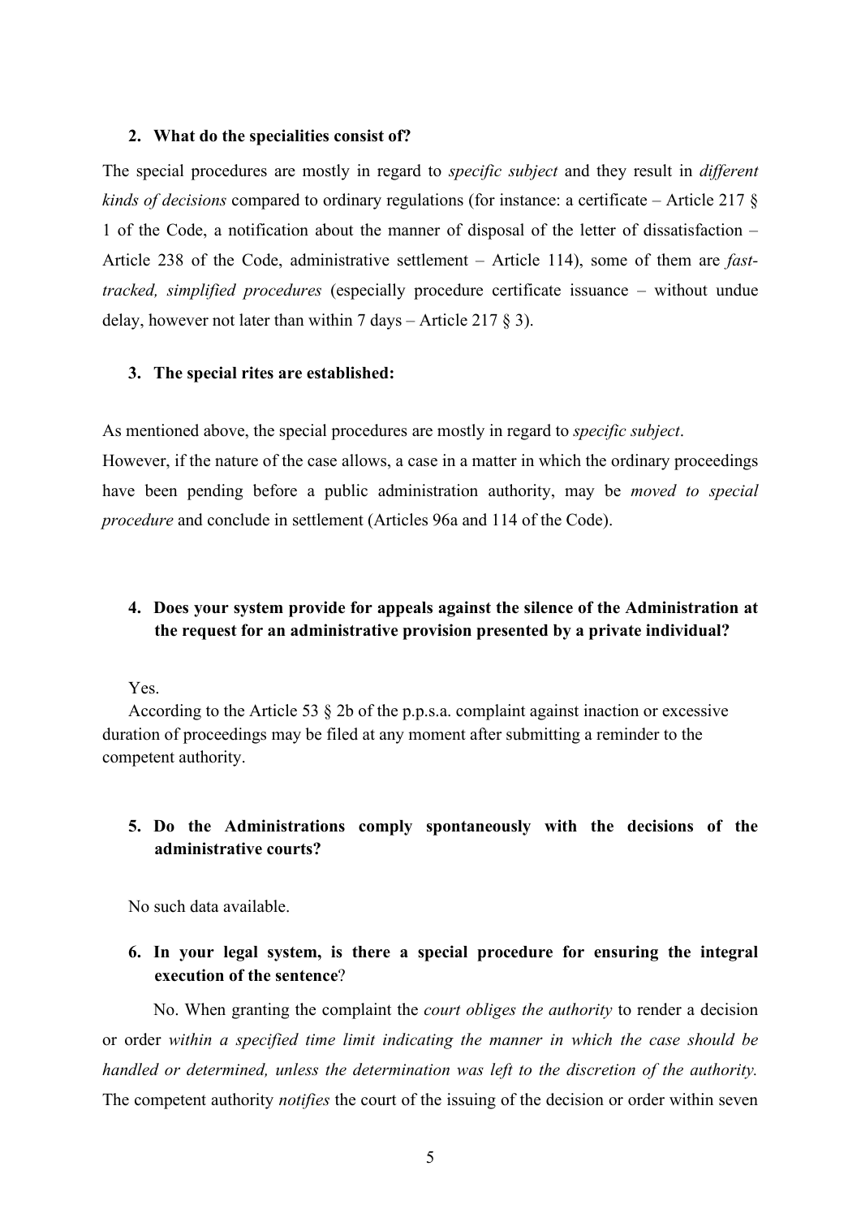**2. What do the specialities consist of?**

The special procedures are mostly in regard to *specific subject* and they result in *different kinds of decisions* compared to ordinary regulations (for instance: a certificate – Article 217 § 1 of the Code, a notification about the manner of disposal of the letter of dissatisfaction – Article 238 of the Code, administrative settlement – Article 114), some of them are *fast-tracked, simplified procedures* (especially procedure certificate issuance – without undue delay, however not later than within 7 days – Article 217 § 3).

**3. The special rites are established:**

As mentioned above, the special procedures are mostly in regard to *specific subject*.
However, if the nature of the case allows, a case in a matter in which the ordinary proceedings have been pending before a public administration authority, may be *moved to special procedure* and conclude in settlement (Articles 96a and 114 of the Code).

**4. Does your system provide for appeals against the silence of the Administration at the request for an administrative provision presented by a private individual?**

Yes.
According to the Article 53 § 2b of the p.p.s.a. complaint against inaction or excessive duration of proceedings may be filed at any moment after submitting a reminder to the competent authority.

**5. Do the Administrations comply spontaneously with the decisions of the administrative courts?**

No such data available.

**6. In your legal system, is there a special procedure for ensuring the integral execution of the sentence?**

No. When granting the complaint the *court obliges the authority* to render a decision or order *within a specified time limit indicating the manner in which the case should be handled or determined, unless the determination was left to the discretion of the authority.* The competent authority *notifies* the court of the issuing of the decision or order within seven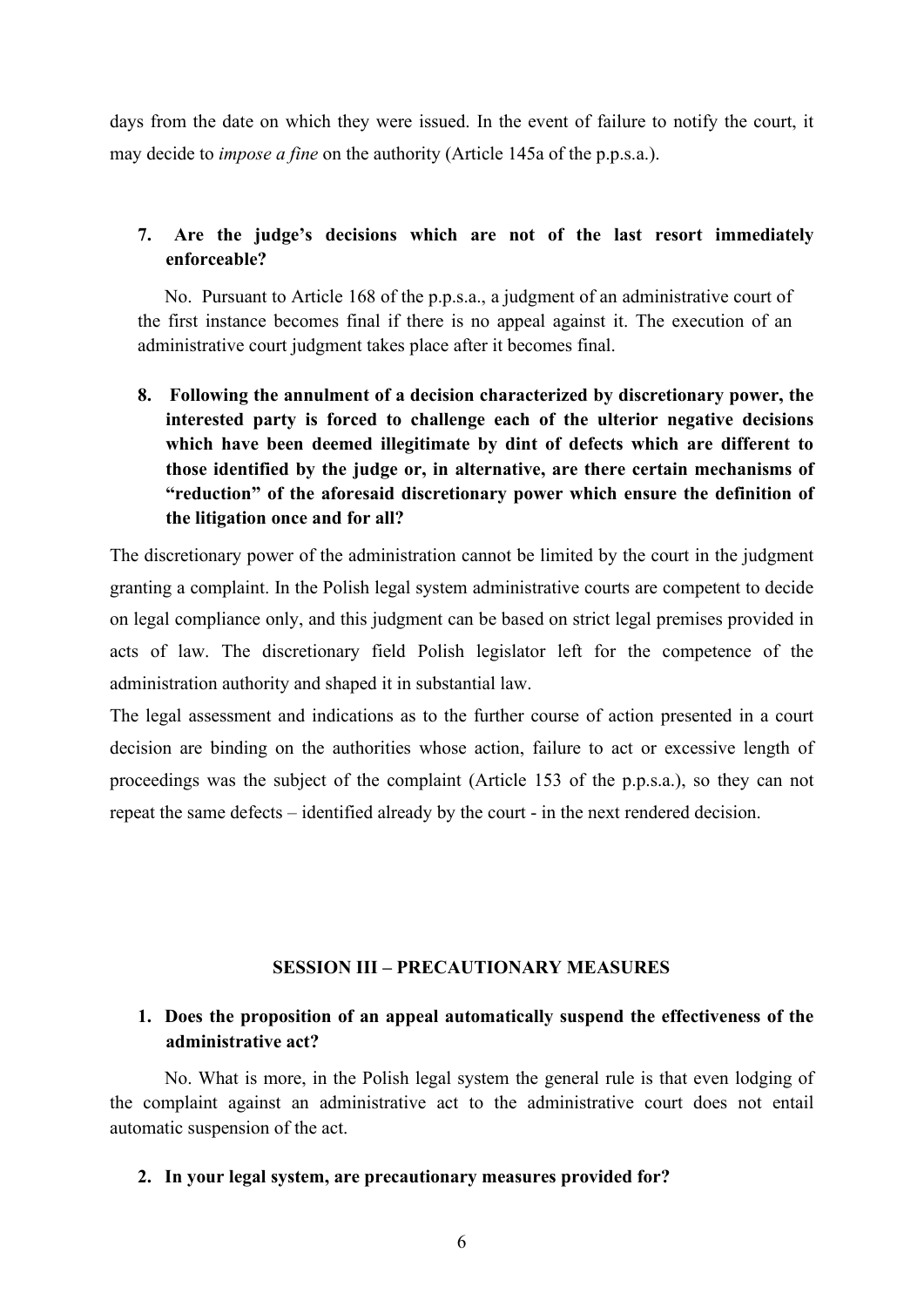days from the date on which they were issued. In the event of failure to notify the court, it may decide to *impose a fine* on the authority (Article 145a of the p.p.s.a.).

7. **Are the judge's decisions which are not of the last resort immediately enforceable?**

No. Pursuant to Article 168 of the p.p.s.a., a judgment of an administrative court of the first instance becomes final if there is no appeal against it. The execution of an administrative court judgment takes place after it becomes final.

8. **Following the annulment of a decision characterized by discretionary power, the interested party is forced to challenge each of the ulterior negative decisions which have been deemed illegitimate by dint of defects which are different to those identified by the judge or, in alternative, are there certain mechanisms of "reduction" of the aforesaid discretionary power which ensure the definition of the litigation once and for all?**

The discretionary power of the administration cannot be limited by the court in the judgment granting a complaint. In the Polish legal system administrative courts are competent to decide on legal compliance only, and this judgment can be based on strict legal premises provided in acts of law. The discretionary field Polish legislator left for the competence of the administration authority and shaped it in substantial law.

The legal assessment and indications as to the further course of action presented in a court decision are binding on the authorities whose action, failure to act or excessive length of proceedings was the subject of the complaint (Article 153 of the p.p.s.a.), so they can not repeat the same defects – identified already by the court - in the next rendered decision.

## SESSION III – PRECAUTIONARY MEASURES

1. **Does the proposition of an appeal automatically suspend the effectiveness of the administrative act?**

No. What is more, in the Polish legal system the general rule is that even lodging of the complaint against an administrative act to the administrative court does not entail automatic suspension of the act.

2. **In your legal system, are precautionary measures provided for?**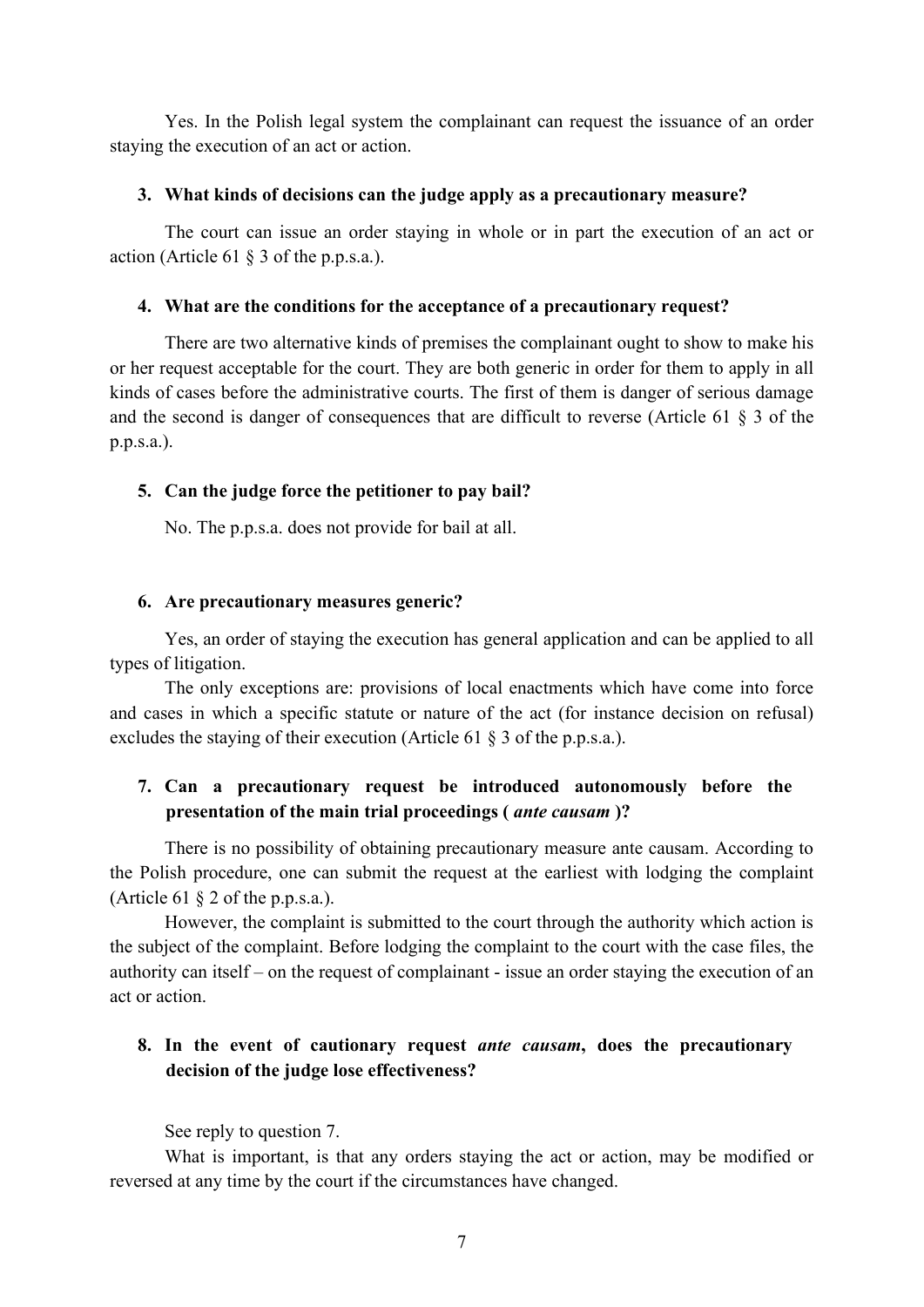Yes. In the Polish legal system the complainant can request the issuance of an order staying the execution of an act or action.

### 3. What kinds of decisions can the judge apply as a precautionary measure?

The court can issue an order staying in whole or in part the execution of an act or action (Article 61 § 3 of the p.p.s.a.).

### 4. What are the conditions for the acceptance of a precautionary request?

There are two alternative kinds of premises the complainant ought to show to make his or her request acceptable for the court. They are both generic in order for them to apply in all kinds of cases before the administrative courts. The first of them is danger of serious damage and the second is danger of consequences that are difficult to reverse (Article 61 § 3 of the p.p.s.a.).

### 5. Can the judge force the petitioner to pay bail?

No. The p.p.s.a. does not provide for bail at all.

### 6. Are precautionary measures generic?

Yes, an order of staying the execution has general application and can be applied to all types of litigation.

The only exceptions are: provisions of local enactments which have come into force and cases in which a specific statute or nature of the act (for instance decision on refusal) excludes the staying of their execution (Article 61 § 3 of the p.p.s.a.).

### 7. Can a precautionary request be introduced autonomously before the presentation of the main trial proceedings ( *ante causam* )?

There is no possibility of obtaining precautionary measure ante causam. According to the Polish procedure, one can submit the request at the earliest with lodging the complaint (Article 61 § 2 of the p.p.s.a.).

However, the complaint is submitted to the court through the authority which action is the subject of the complaint. Before lodging the complaint to the court with the case files, the authority can itself – on the request of complainant - issue an order staying the execution of an act or action.

### 8. In the event of cautionary request *ante causam*, does the precautionary decision of the judge lose effectiveness?

See reply to question 7.

What is important, is that any orders staying the act or action, may be modified or reversed at any time by the court if the circumstances have changed.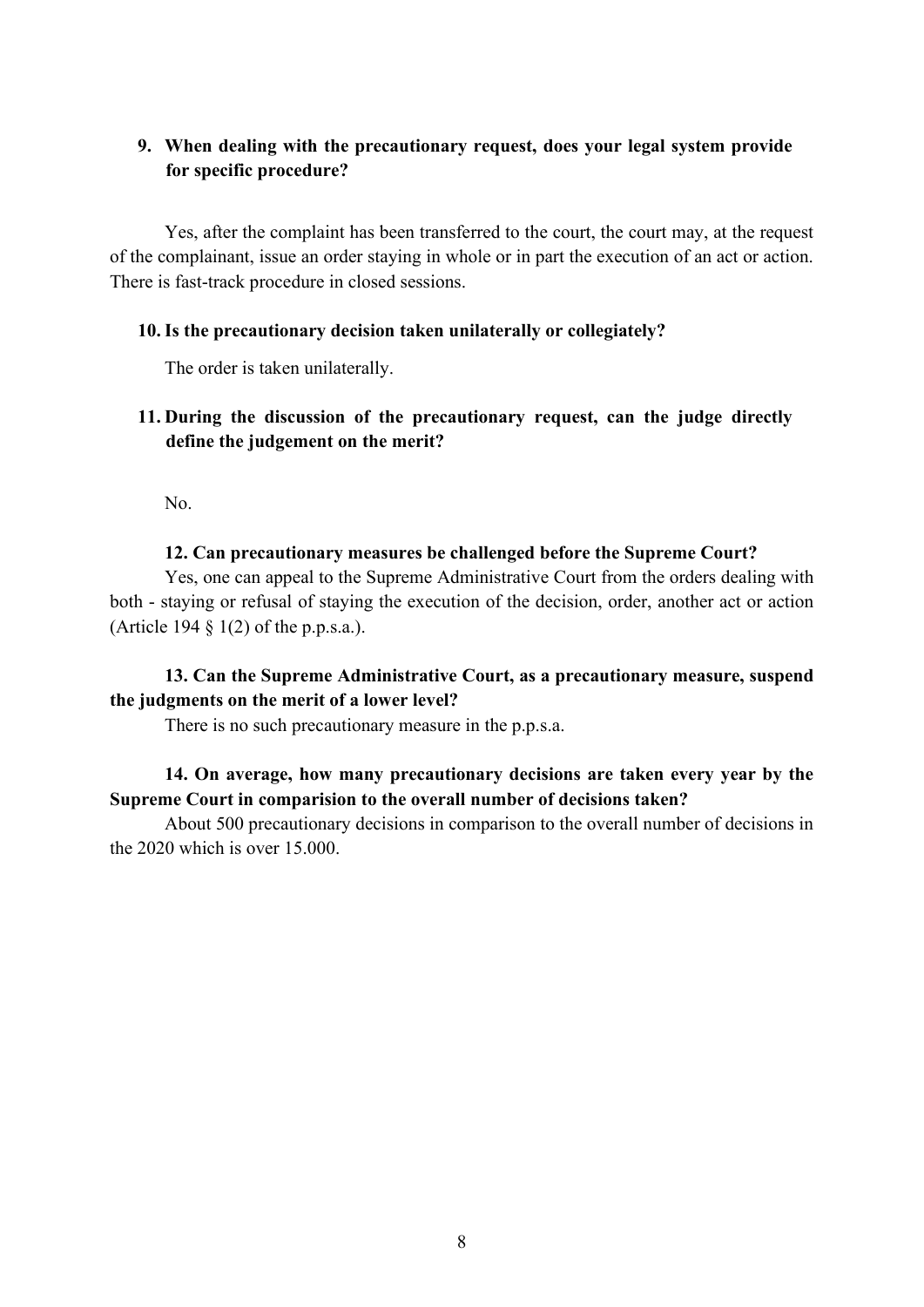**9. When dealing with the precautionary request, does your legal system provide for specific procedure?**

Yes, after the complaint has been transferred to the court, the court may, at the request of the complainant, issue an order staying in whole or in part the execution of an act or action. There is fast-track procedure in closed sessions.

**10. Is the precautionary decision taken unilaterally or collegiately?**

The order is taken unilaterally.

**11. During the discussion of the precautionary request, can the judge directly define the judgement on the merit?**

No.

**12. Can precautionary measures be challenged before the Supreme Court?**

Yes, one can appeal to the Supreme Administrative Court from the orders dealing with both - staying or refusal of staying the execution of the decision, order, another act or action (Article 194 § 1(2) of the p.p.s.a.).

**13. Can the Supreme Administrative Court, as a precautionary measure, suspend the judgments on the merit of a lower level?**

There is no such precautionary measure in the p.p.s.a.

**14. On average, how many precautionary decisions are taken every year by the Supreme Court in comparision to the overall number of decisions taken?**

About 500 precautionary decisions in comparison to the overall number of decisions in the 2020 which is over 15.000.